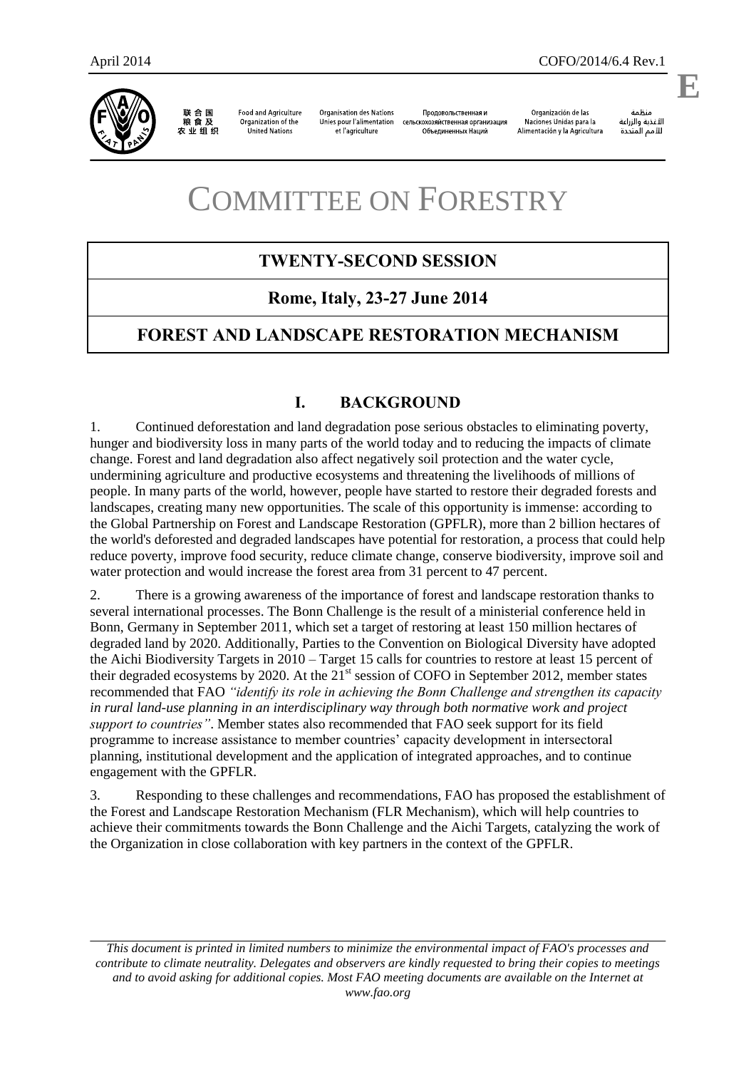# COMMITTEE ON FORESTRY

## TWENTY-SECOND SESSION

## Rome, Italy, 23-27 June 2014

## FOREST AND LANDSCAPE RESTORATION MECHANISM

## I. BACKGROUND

1. Continued deforestation and land degradation pose serious obstacles to eliminating poverty, hunger and biodiversity loss in many parts of the world today and to reducing the impacts of climate change. Forest and land degradation also affect negatively soil protection and the water cycle, undermining agriculture and productive ecosystems and threatening the livelihoods of millions of people. In many parts of the world, however, people have started to restore their degraded forests and landscapes, creating many new opportunities. The scale of this opportunity is immense: according to the Global Partnership on Forest and Landscape Restoration (GPFLR), more than 2 billion hectares of the world's deforested and degraded landscapes have potential for restoration, a process that could help reduce poverty, improve food security, reduce climate change, conserve biodiversity, improve soil and water protection and would increase the forest area from 31 percent to 47 percent.

2. There is a growing awareness of the importance of forest and landscape restoration thanks to several international processes. The Bonn Challenge is the result of a ministerial conference held in Bonn, Germany in September 2011, which set a target of restoring at least 150 million hectares of degraded land by 2020. Additionally, Parties to the Convention on Biological Diversity have adopted the Aichi Biodiversity Targets in 2010 – Target 15 calls for countries to restore at least 15 percent of their degraded ecosystems by 2020. At the 21st session of COFO in September 2012, member states recommended that FAO *"identify its role in achieving the Bonn Challenge and strengthen its capacity in rural land-use planning in an interdisciplinary way through both normative work and project support to countries"*. Member states also recommended that FAO seek support for its field programme to increase assistance to member countries' capacity development in intersectoral planning, institutional development and the application of integrated approaches, and to continue engagement with the GPFLR.

3. Responding to these challenges and recommendations, FAO has proposed the establishment of the Forest and Landscape Restoration Mechanism (FLR Mechanism), which will help countries to achieve their commitments towards the Bonn Challenge and the Aichi Targets, catalyzing the work of the Organization in close collaboration with key partners in the context of the GPFLR.

*This document is printed in limited numbers to minimize the environmental impact of FAO's processes and contribute to climate neutrality. Delegates and observers are kindly requested to bring their copies to meetings and to avoid asking for additional copies. Most FAO meeting documents are available on the Internet at www.fao.org*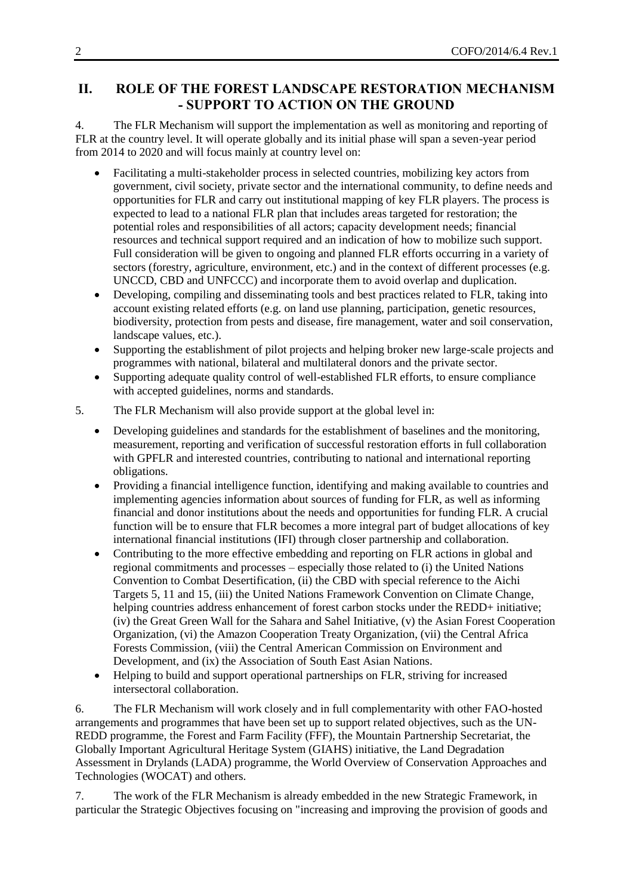## II. ROLE OF THE FOREST LANDSCAPE RESTORATION MECHANISM - SUPPORT TO ACTION ON THE GROUND

4. The FLR Mechanism will support the implementation as well as monitoring and reporting of FLR at the country level. It will operate globally and its initial phase will span a seven-year period from 2014 to 2020 and will focus mainly at country level on:

- Facilitating a multi-stakeholder process in selected countries, mobilizing key actors from government, civil society, private sector and the international community, to define needs and opportunities for FLR and carry out institutional mapping of key FLR players. The process is expected to lead to a national FLR plan that includes areas targeted for restoration; the potential roles and responsibilities of all actors; capacity development needs; financial resources and technical support required and an indication of how to mobilize such support. Full consideration will be given to ongoing and planned FLR efforts occurring in a variety of sectors (forestry, agriculture, environment, etc.) and in the context of different processes (e.g. UNCCD, CBD and UNFCCC) and incorporate them to avoid overlap and duplication.
- Developing, compiling and disseminating tools and best practices related to FLR, taking into account existing related efforts (e.g. on land use planning, participation, genetic resources, biodiversity, protection from pests and disease, fire management, water and soil conservation, landscape values, etc.).
- Supporting the establishment of pilot projects and helping broker new large-scale projects and programmes with national, bilateral and multilateral donors and the private sector.
- Supporting adequate quality control of well-established FLR efforts, to ensure compliance with accepted guidelines, norms and standards.

5. The FLR Mechanism will also provide support at the global level in:

- Developing guidelines and standards for the establishment of baselines and the monitoring, measurement, reporting and verification of successful restoration efforts in full collaboration with GPFLR and interested countries, contributing to national and international reporting obligations.
- Providing a financial intelligence function, identifying and making available to countries and implementing agencies information about sources of funding for FLR, as well as informing financial and donor institutions about the needs and opportunities for funding FLR. A crucial function will be to ensure that FLR becomes a more integral part of budget allocations of key international financial institutions (IFI) through closer partnership and collaboration.
- Contributing to the more effective embedding and reporting on FLR actions in global and regional commitments and processes – especially those related to (i) the United Nations Convention to Combat Desertification, (ii) the CBD with special reference to the Aichi Targets 5, 11 and 15, (iii) the United Nations Framework Convention on Climate Change, helping countries address enhancement of forest carbon stocks under the REDD+ initiative; (iv) the Great Green Wall for the Sahara and Sahel Initiative, (v) the Asian Forest Cooperation Organization, (vi) the Amazon Cooperation Treaty Organization, (vii) the Central Africa Forests Commission, (viii) the Central American Commission on Environment and Development, and (ix) the Association of South East Asian Nations.
- Helping to build and support operational partnerships on FLR, striving for increased intersectoral collaboration.

6. The FLR Mechanism will work closely and in full complementarity with other FAO-hosted arrangements and programmes that have been set up to support related objectives, such as the UN-REDD programme, the Forest and Farm Facility (FFF), the Mountain Partnership Secretariat, the Globally Important Agricultural Heritage System (GIAHS) initiative, the Land Degradation Assessment in Drylands (LADA) programme, the World Overview of Conservation Approaches and Technologies (WOCAT) and others.

7. The work of the FLR Mechanism is already embedded in the new Strategic Framework, in particular the Strategic Objectives focusing on "increasing and improving the provision of goods and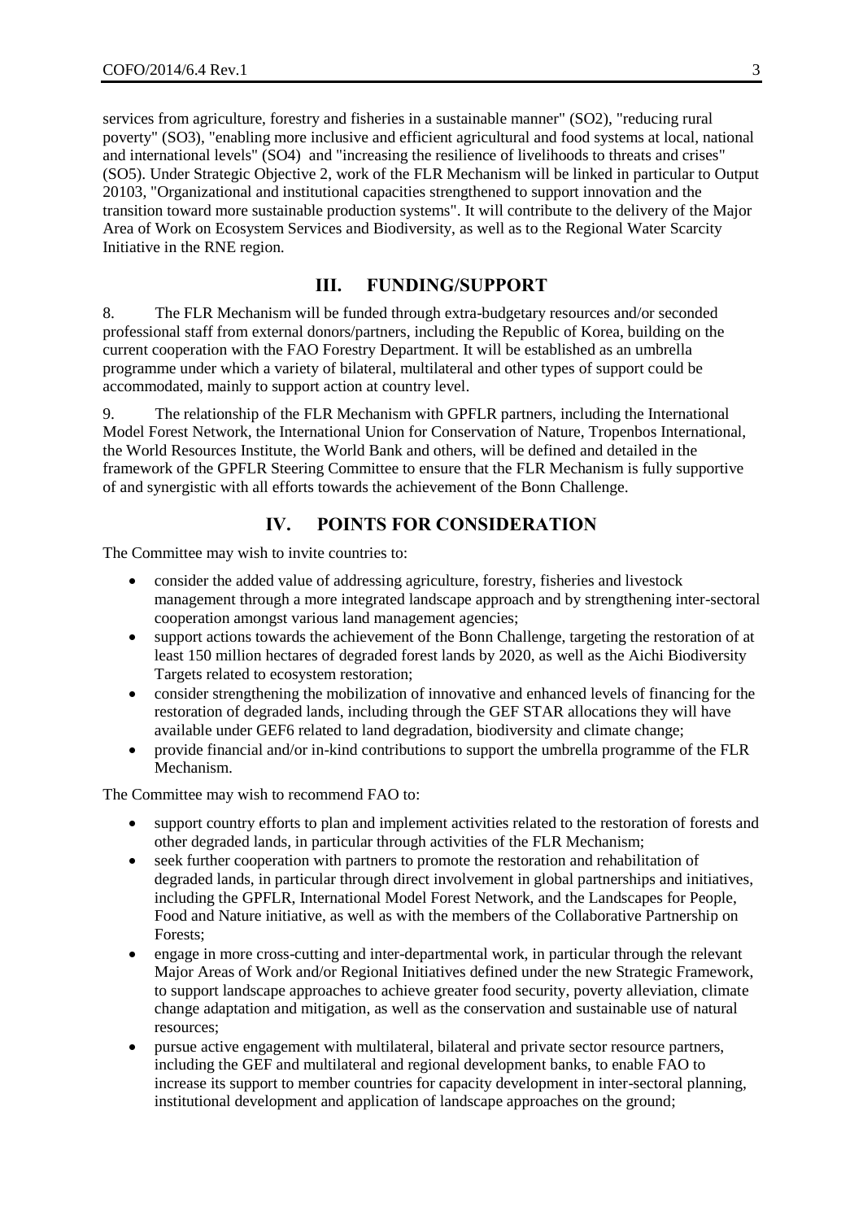services from agriculture, forestry and fisheries in a sustainable manner" (SO2), "reducing rural poverty" (SO3), "enabling more inclusive and efficient agricultural and food systems at local, national and international levels" (SO4) and "increasing the resilience of livelihoods to threats and crises" (SO5). Under Strategic Objective 2, work of the FLR Mechanism will be linked in particular to Output 20103, "Organizational and institutional capacities strengthened to support innovation and the transition toward more sustainable production systems". It will contribute to the delivery of the Major Area of Work on Ecosystem Services and Biodiversity, as well as to the Regional Water Scarcity Initiative in the RNE region.

## III. FUNDING/SUPPORT

8. The FLR Mechanism will be funded through extra-budgetary resources and/or seconded professional staff from external donors/partners, including the Republic of Korea, building on the current cooperation with the FAO Forestry Department. It will be established as an umbrella programme under which a variety of bilateral, multilateral and other types of support could be accommodated, mainly to support action at country level.

9. The relationship of the FLR Mechanism with GPFLR partners, including the International Model Forest Network, the International Union for Conservation of Nature, Tropenbos International, the World Resources Institute, the World Bank and others, will be defined and detailed in the framework of the GPFLR Steering Committee to ensure that the FLR Mechanism is fully supportive of and synergistic with all efforts towards the achievement of the Bonn Challenge.

## IV. POINTS FOR CONSIDERATION

The Committee may wish to invite countries to:

- consider the added value of addressing agriculture, forestry, fisheries and livestock management through a more integrated landscape approach and by strengthening inter-sectoral cooperation amongst various land management agencies;
- support actions towards the achievement of the Bonn Challenge, targeting the restoration of at least 150 million hectares of degraded forest lands by 2020, as well as the Aichi Biodiversity Targets related to ecosystem restoration;
- consider strengthening the mobilization of innovative and enhanced levels of financing for the restoration of degraded lands, including through the GEF STAR allocations they will have available under GEF6 related to land degradation, biodiversity and climate change;
- provide financial and/or in-kind contributions to support the umbrella programme of the FLR Mechanism.

The Committee may wish to recommend FAO to:

- support country efforts to plan and implement activities related to the restoration of forests and other degraded lands, in particular through activities of the FLR Mechanism;
- seek further cooperation with partners to promote the restoration and rehabilitation of degraded lands, in particular through direct involvement in global partnerships and initiatives, including the GPFLR, International Model Forest Network, and the Landscapes for People, Food and Nature initiative, as well as with the members of the Collaborative Partnership on Forests;
- engage in more cross-cutting and inter-departmental work, in particular through the relevant Major Areas of Work and/or Regional Initiatives defined under the new Strategic Framework, to support landscape approaches to achieve greater food security, poverty alleviation, climate change adaptation and mitigation, as well as the conservation and sustainable use of natural resources;
- pursue active engagement with multilateral, bilateral and private sector resource partners, including the GEF and multilateral and regional development banks, to enable FAO to increase its support to member countries for capacity development in inter-sectoral planning, institutional development and application of landscape approaches on the ground;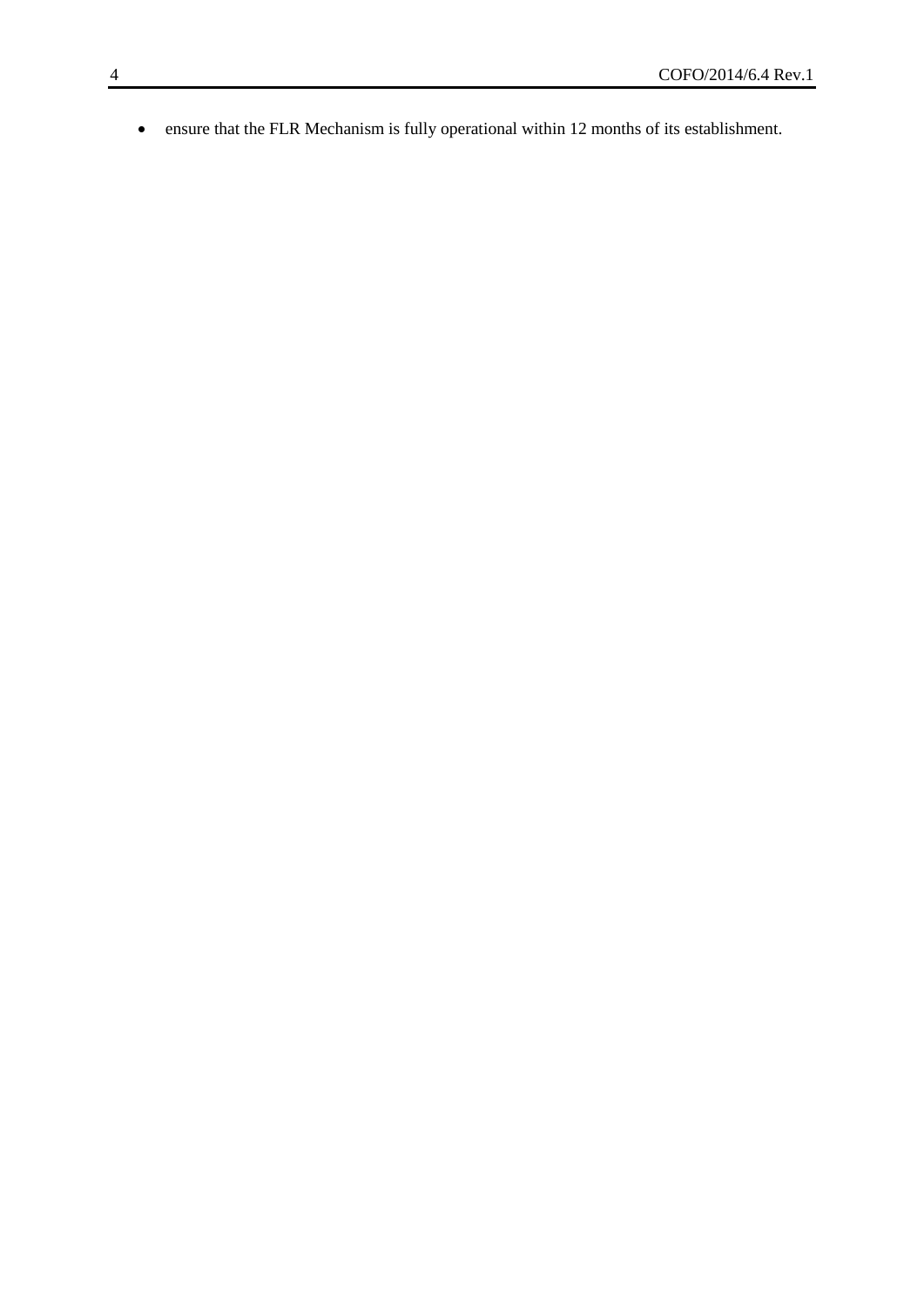- ensure that the FLR Mechanism is fully operational within 12 months of its establishment.